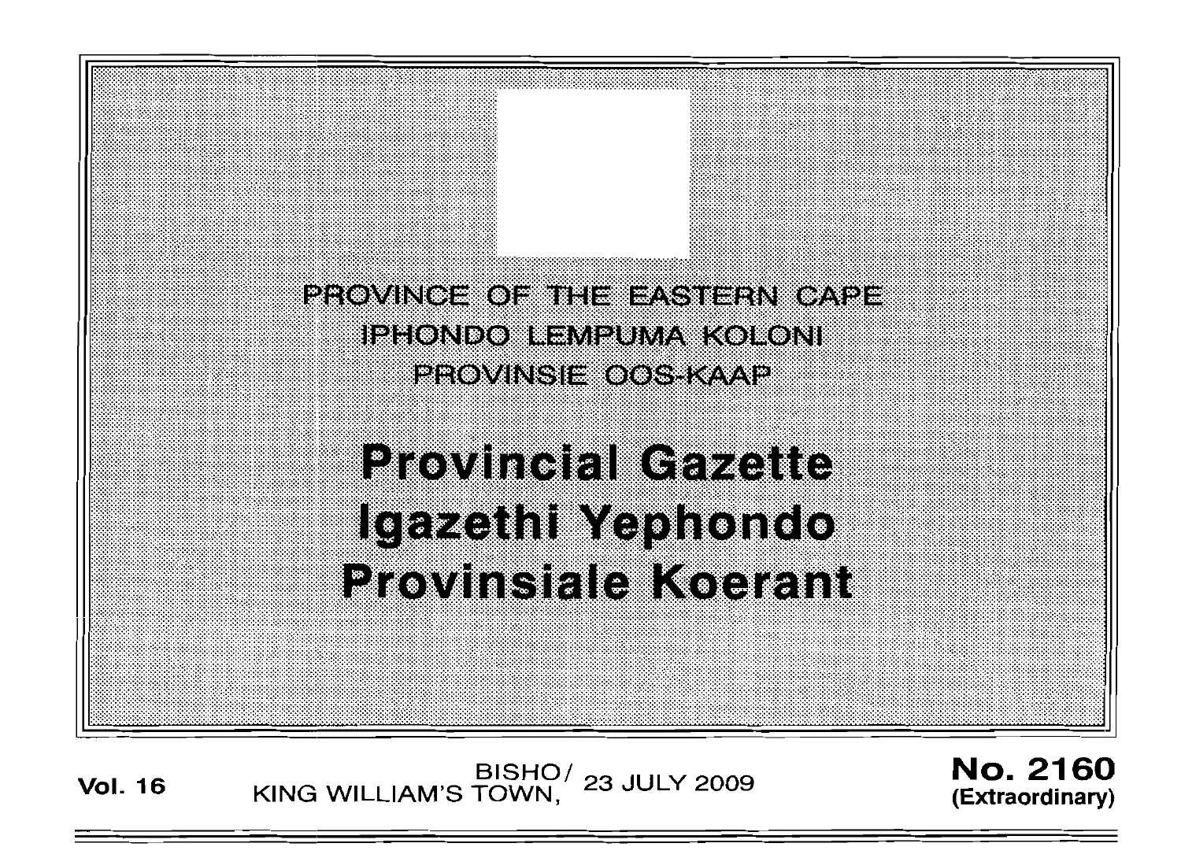PROVINCE OF THE EASTERN CAPE

IPHONDO LEMPUMA KOLONI

PROVINSIE OOS-KAAP

# Provincial Gazette
# Igazethi Yephondo
# Provinsiale Koerant

**Vol. 16** BISHO/ KING WILLIAM'S TOWN, 23 JULY 2009 **No. 2160 (Extraordinary)**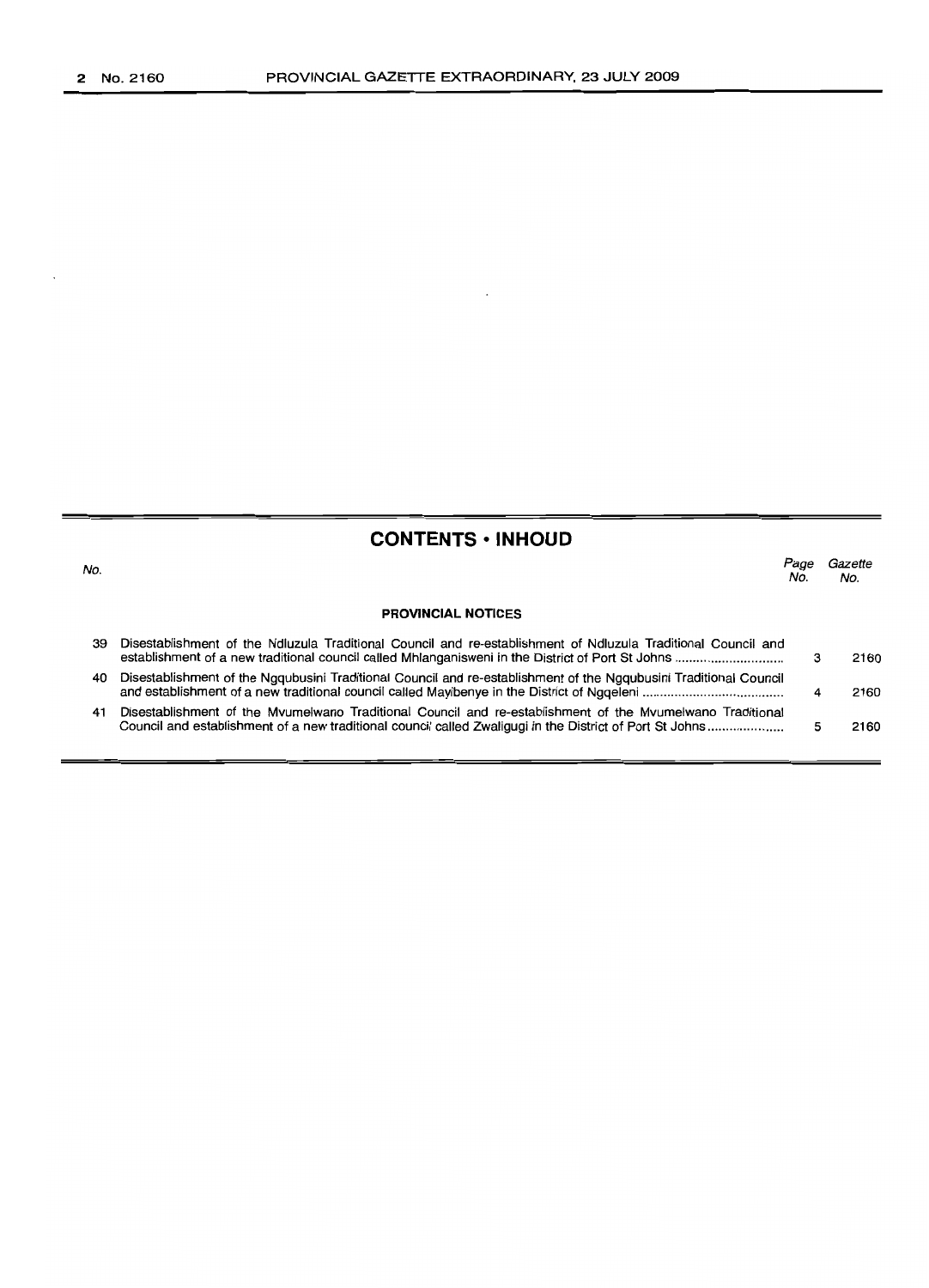## CONTENTS • INHOUD

| No. | | Page No. | Gazette No. |
|---|---|---|---|
| | **PROVINCIAL NOTICES** | | |
| 39 | Disestablishment of the Ndluzula Traditional Council and re-establishment of Ndluzula Traditional Council and establishment of a new traditional council called Mhlanganisweni in the District of Port St Johns | 3 | 2160 |
| 40 | Disestablishment of the Ngqubusini Traditional Council and re-establishment of the Ngqubusini Traditional Council and establishment of a new traditional council called Mayibenye in the District of Ngqeleni | 4 | 2160 |
| 41 | Disestablishment of the Mvumelwano Traditional Council and re-establishment of the Mvumelwano Traditional Council and establishment of a new traditional council called Zwaligugi in the District of Port St Johns | 5 | 2160 |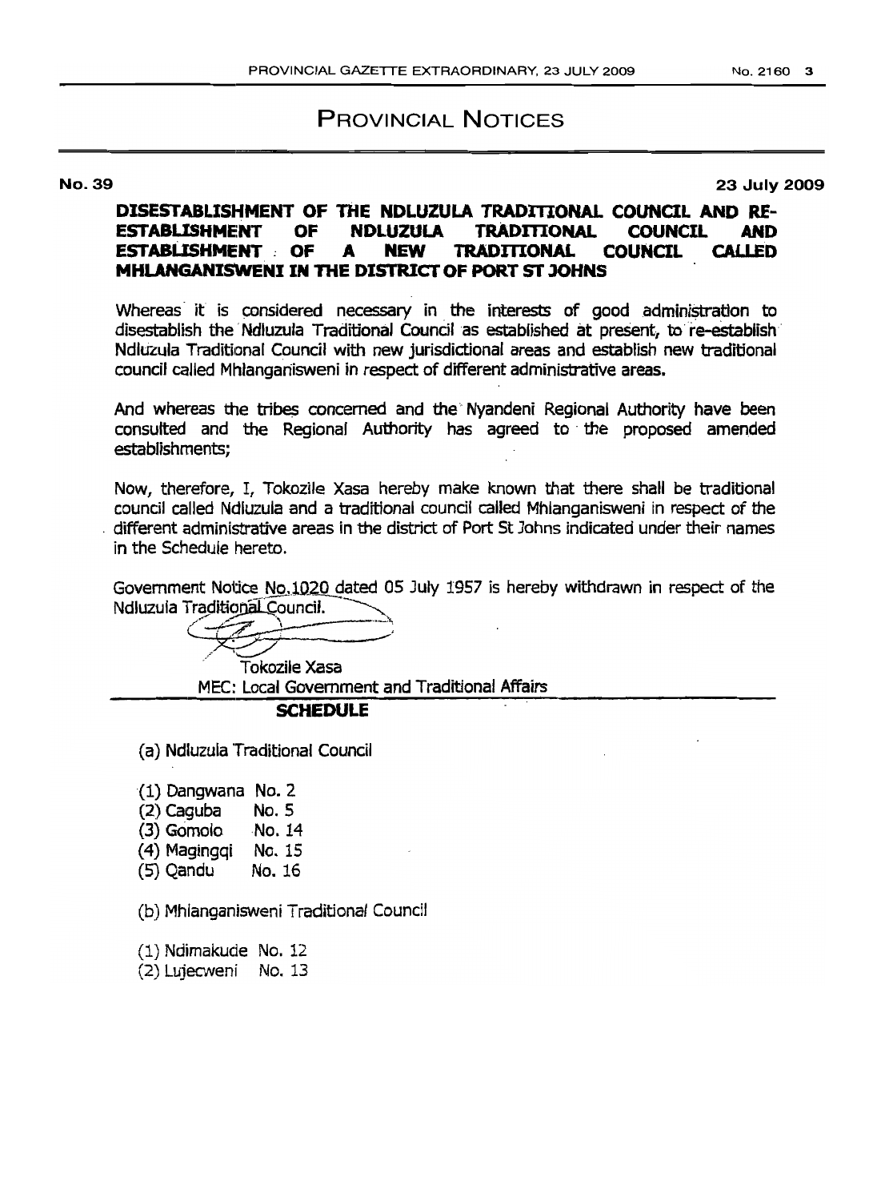# PROVINCIAL NOTICES

**No. 39** **23 July 2009**

## DISESTABLISHMENT OF THE NDLUZULA TRADITIONAL COUNCIL AND RE-ESTABLISHMENT OF NDLUZULA TRADITIONAL COUNCIL AND ESTABLISHMENT OF A NEW TRADITIONAL COUNCIL CALLED MHLANGANISWENI IN THE DISTRICT OF PORT ST JOHNS

Whereas it is considered necessary in the interests of good administration to disestablish the Ndluzula Traditional Council as established at present, to re-establish Ndluzula Traditional Council with new jurisdictional areas and establish new traditional council called Mhlanganisweni in respect of different administrative areas.

And whereas the tribes concerned and the Nyandeni Regional Authority have been consulted and the Regional Authority has agreed to the proposed amended establishments;

Now, therefore, I, Tokozile Xasa hereby make known that there shall be traditional council called Ndluzula and a traditional council called Mhlanganisweni in respect of the different administrative areas in the district of Port St Johns indicated under their names in the Schedule hereto.

Government Notice No.1020 dated 05 July 1957 is hereby withdrawn in respect of the Ndluzula Traditional Council.

Tokozile Xasa
MEC: Local Government and Traditional Affairs

### SCHEDULE

(a) Ndluzula Traditional Council

(1) Dangwana No. 2
(2) Caguba No. 5
(3) Gomolo No. 14
(4) Magingqi No. 15
(5) Qandu No. 16

(b) Mhlanganisweni Traditional Council

(1) Ndimakude No. 12
(2) Lujecweni No. 13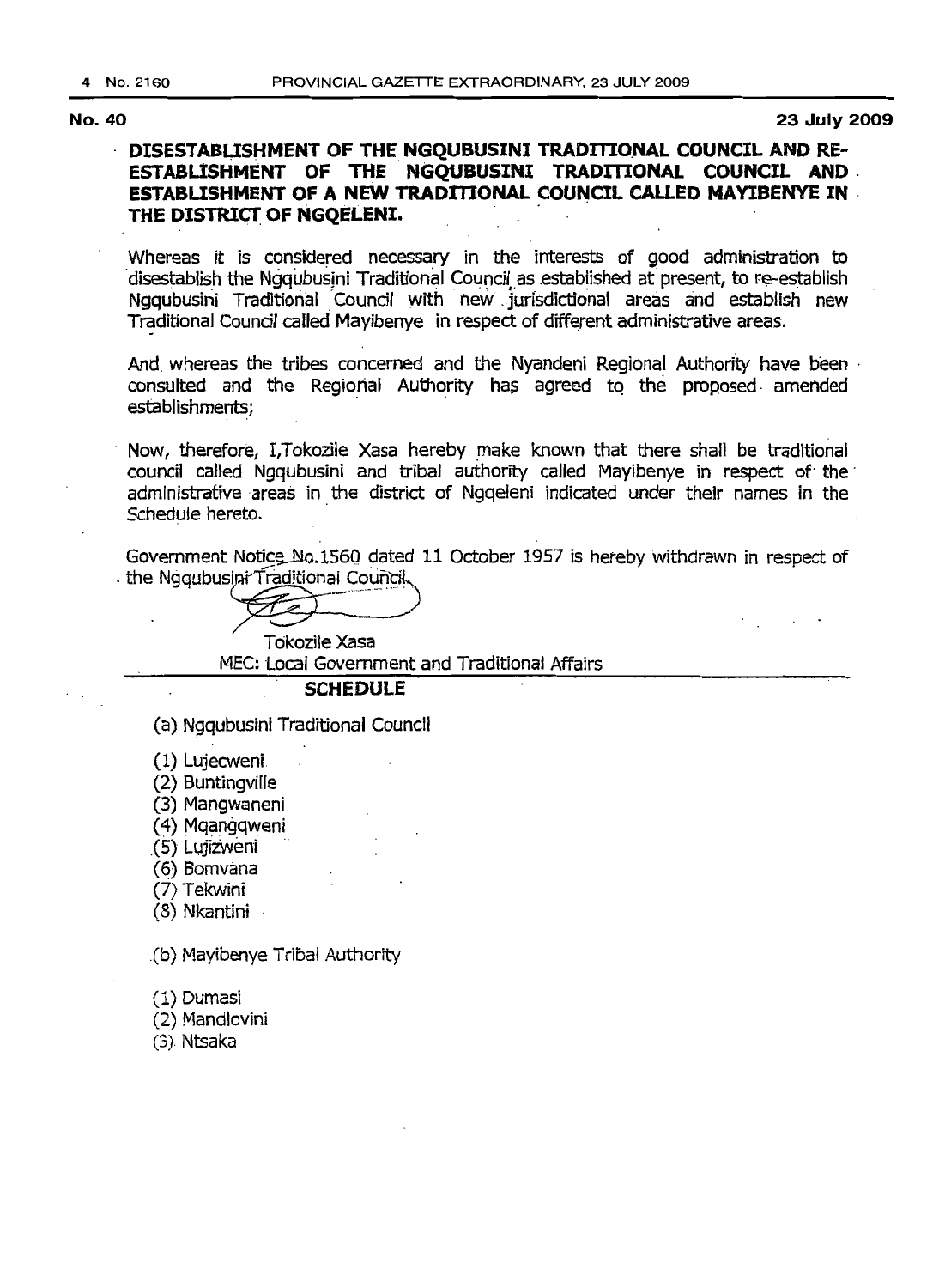**No. 40** **23 July 2009**

## DISESTABLISHMENT OF THE NGQUBUSINI TRADITIONAL COUNCIL AND RE-ESTABLISHMENT OF THE NGQUBUSINI TRADITIONAL COUNCIL AND ESTABLISHMENT OF A NEW TRADITIONAL COUNCIL CALLED MAYIBENYE IN THE DISTRICT OF NGQELENI.

Whereas it is considered necessary in the interests of good administration to disestablish the Ngqubusini Traditional Council as established at present, to re-establish Ngqubusini Traditional Council with new jurisdictional areas and establish new Traditional Council called Mayibenye in respect of different administrative areas.

And whereas the tribes concerned and the Nyandeni Regional Authority have been consulted and the Regional Authority has agreed to the proposed amended establishments;

Now, therefore, I,Tokozile Xasa hereby make known that there shall be traditional council called Ngqubusini and tribal authority called Mayibenye in respect of the administrative areas in the district of Ngqeleni indicated under their names in the Schedule hereto.

Government Notice No.1560 dated 11 October 1957 is hereby withdrawn in respect of the Ngqubusini Traditional Council.

Tokozile Xasa
MEC: Local Government and Traditional Affairs

### SCHEDULE

(a) Ngqubusini Traditional Council

(1) Lujecweni
(2) Buntingville
(3) Mangwaneni
(4) Mqangqweni
(5) Lujizweni
(6) Bomvana
(7) Tekwini
(8) Nkantini

(b) Mayibenye Tribal Authority

(1) Dumasi
(2) Mandlovini
(3) Ntsaka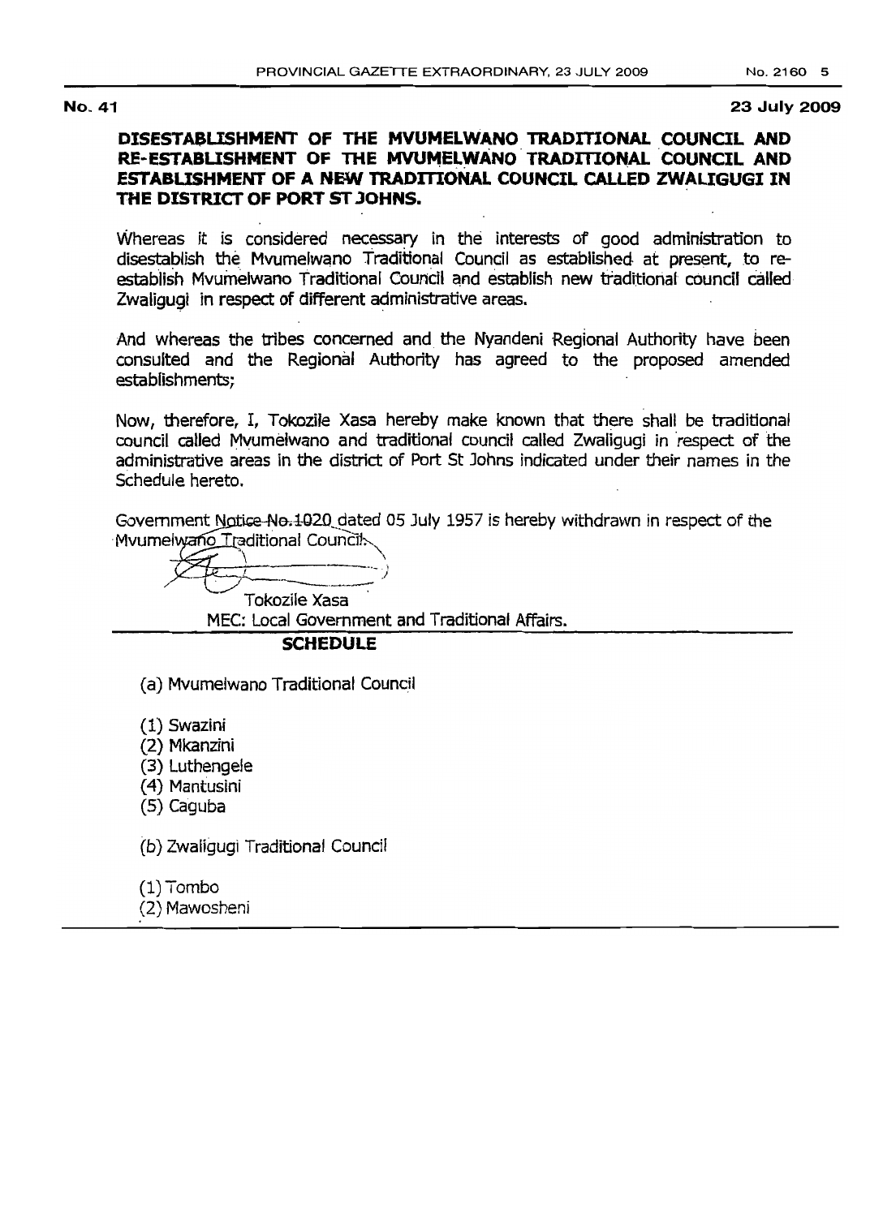**No. 41** **23 July 2009**

## DISESTABLISHMENT OF THE MVUMELWANO TRADITIONAL COUNCIL AND RE-ESTABLISHMENT OF THE MVUMELWANO TRADITIONAL COUNCIL AND ESTABLISHMENT OF A NEW TRADITIONAL COUNCIL CALLED ZWALIGUGI IN THE DISTRICT OF PORT ST JOHNS.

Whereas it is considered necessary in the interests of good administration to disestablish the Mvumelwano Traditional Council as established at present, to re-establish Mvumelwano Traditional Council and establish new traditional council called Zwaligugi in respect of different administrative areas.

And whereas the tribes concerned and the Nyandeni Regional Authority have been consulted and the Regional Authority has agreed to the proposed amended establishments;

Now, therefore, I, Tokozile Xasa hereby make known that there shall be traditional council called Mvumelwano and traditional council called Zwaligugi in respect of the administrative areas in the district of Port St Johns indicated under their names in the Schedule hereto.

Government Notice No. 1020 dated 05 July 1957 is hereby withdrawn in respect of the Mvumelwano Traditional Council.

Tokozile Xasa
MEC: Local Government and Traditional Affairs.

### SCHEDULE

(a) Mvumelwano Traditional Council

(1) Swazini
(2) Mkanzini
(3) Luthengele
(4) Mantusini
(5) Caguba

(b) Zwaligugi Traditional Council

(1) Tombo
(2) Mawosheni